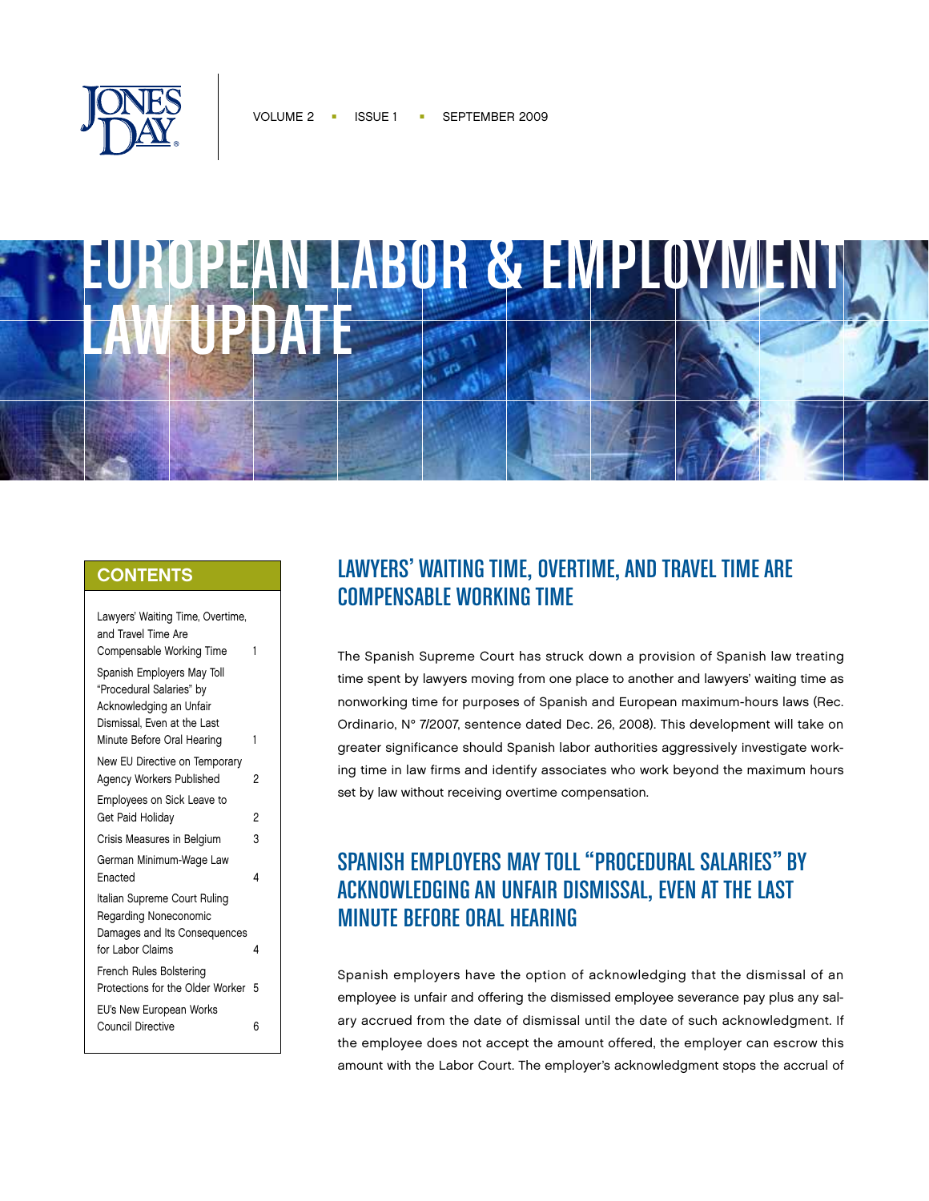JONES DAY

VOLUME 2 ▪ ISSUE 1 ▪ SEPTEMBER 2009

# EUROPEAN LABOR & EMPLOYMENT LAW UPDATE

## CONTENTS

| | |
|---|---|
| Lawyers' Waiting Time, Overtime, and Travel Time Are Compensable Working Time | 1 |
| Spanish Employers May Toll "Procedural Salaries" by Acknowledging an Unfair Dismissal, Even at the Last Minute Before Oral Hearing | 1 |
| New EU Directive on Temporary Agency Workers Published | 2 |
| Employees on Sick Leave to Get Paid Holiday | 2 |
| Crisis Measures in Belgium | 3 |
| German Minimum-Wage Law Enacted | 4 |
| Italian Supreme Court Ruling Regarding Noneconomic Damages and Its Consequences for Labor Claims | 4 |
| French Rules Bolstering Protections for the Older Worker | 5 |
| EU's New European Works Council Directive | 6 |

## LAWYERS' WAITING TIME, OVERTIME, AND TRAVEL TIME ARE COMPENSABLE WORKING TIME

The Spanish Supreme Court has struck down a provision of Spanish law treating time spent by lawyers moving from one place to another and lawyers' waiting time as nonworking time for purposes of Spanish and European maximum-hours laws (Rec. Ordinario, N° 7/2007, sentence dated Dec. 26, 2008). This development will take on greater significance should Spanish labor authorities aggressively investigate working time in law firms and identify associates who work beyond the maximum hours set by law without receiving overtime compensation.

## SPANISH EMPLOYERS MAY TOLL "PROCEDURAL SALARIES" BY ACKNOWLEDGING AN UNFAIR DISMISSAL, EVEN AT THE LAST MINUTE BEFORE ORAL HEARING

Spanish employers have the option of acknowledging that the dismissal of an employee is unfair and offering the dismissed employee severance pay plus any salary accrued from the date of dismissal until the date of such acknowledgment. If the employee does not accept the amount offered, the employer can escrow this amount with the Labor Court. The employer's acknowledgment stops the accrual of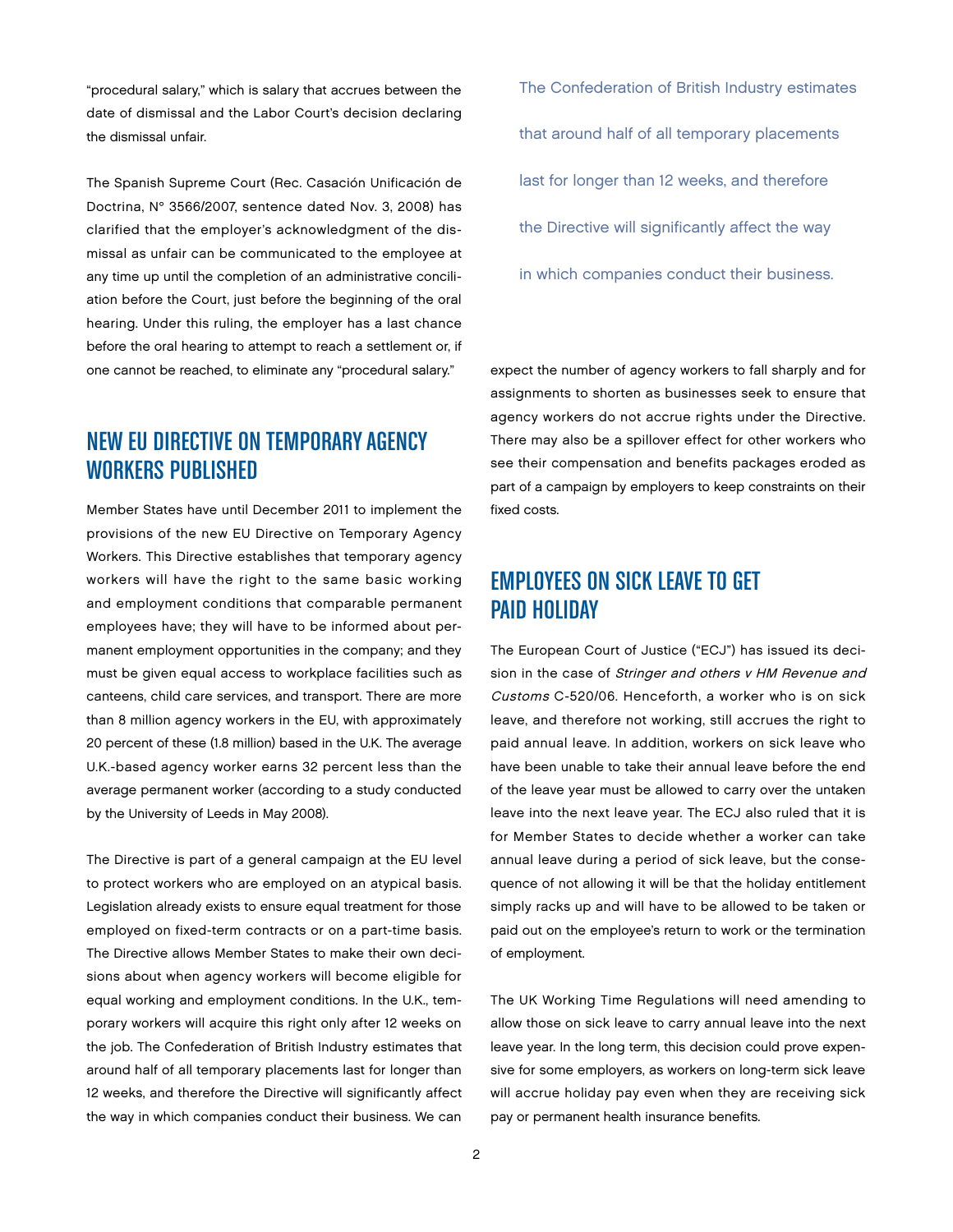"procedural salary," which is salary that accrues between the date of dismissal and the Labor Court's decision declaring the dismissal unfair.

The Spanish Supreme Court (Rec. Casación Unificación de Doctrina, N° 3566/2007, sentence dated Nov. 3, 2008) has clarified that the employer's acknowledgment of the dismissal as unfair can be communicated to the employee at any time up until the completion of an administrative conciliation before the Court, just before the beginning of the oral hearing. Under this ruling, the employer has a last chance before the oral hearing to attempt to reach a settlement or, if one cannot be reached, to eliminate any "procedural salary."

## NEW EU DIRECTIVE ON TEMPORARY AGENCY WORKERS PUBLISHED

Member States have until December 2011 to implement the provisions of the new EU Directive on Temporary Agency Workers. This Directive establishes that temporary agency workers will have the right to the same basic working and employment conditions that comparable permanent employees have; they will have to be informed about permanent employment opportunities in the company; and they must be given equal access to workplace facilities such as canteens, child care services, and transport. There are more than 8 million agency workers in the EU, with approximately 20 percent of these (1.8 million) based in the U.K. The average U.K.-based agency worker earns 32 percent less than the average permanent worker (according to a study conducted by the University of Leeds in May 2008).

The Directive is part of a general campaign at the EU level to protect workers who are employed on an atypical basis. Legislation already exists to ensure equal treatment for those employed on fixed-term contracts or on a part-time basis. The Directive allows Member States to make their own decisions about when agency workers will become eligible for equal working and employment conditions. In the U.K., temporary workers will acquire this right only after 12 weeks on the job. The Confederation of British Industry estimates that around half of all temporary placements last for longer than 12 weeks, and therefore the Directive will significantly affect the way in which companies conduct their business. We can expect the number of agency workers to fall sharply and for assignments to shorten as businesses seek to ensure that agency workers do not accrue rights under the Directive. There may also be a spillover effect for other workers who see their compensation and benefits packages eroded as part of a campaign by employers to keep constraints on their fixed costs.

> The Confederation of British Industry estimates that around half of all temporary placements last for longer than 12 weeks, and therefore the Directive will significantly affect the way in which companies conduct their business.

## EMPLOYEES ON SICK LEAVE TO GET PAID HOLIDAY

The European Court of Justice ("ECJ") has issued its decision in the case of *Stringer and others v HM Revenue and Customs* C-520/06. Henceforth, a worker who is on sick leave, and therefore not working, still accrues the right to paid annual leave. In addition, workers on sick leave who have been unable to take their annual leave before the end of the leave year must be allowed to carry over the untaken leave into the next leave year. The ECJ also ruled that it is for Member States to decide whether a worker can take annual leave during a period of sick leave, but the consequence of not allowing it will be that the holiday entitlement simply racks up and will have to be allowed to be taken or paid out on the employee's return to work or the termination of employment.

The UK Working Time Regulations will need amending to allow those on sick leave to carry annual leave into the next leave year. In the long term, this decision could prove expensive for some employers, as workers on long-term sick leave will accrue holiday pay even when they are receiving sick pay or permanent health insurance benefits.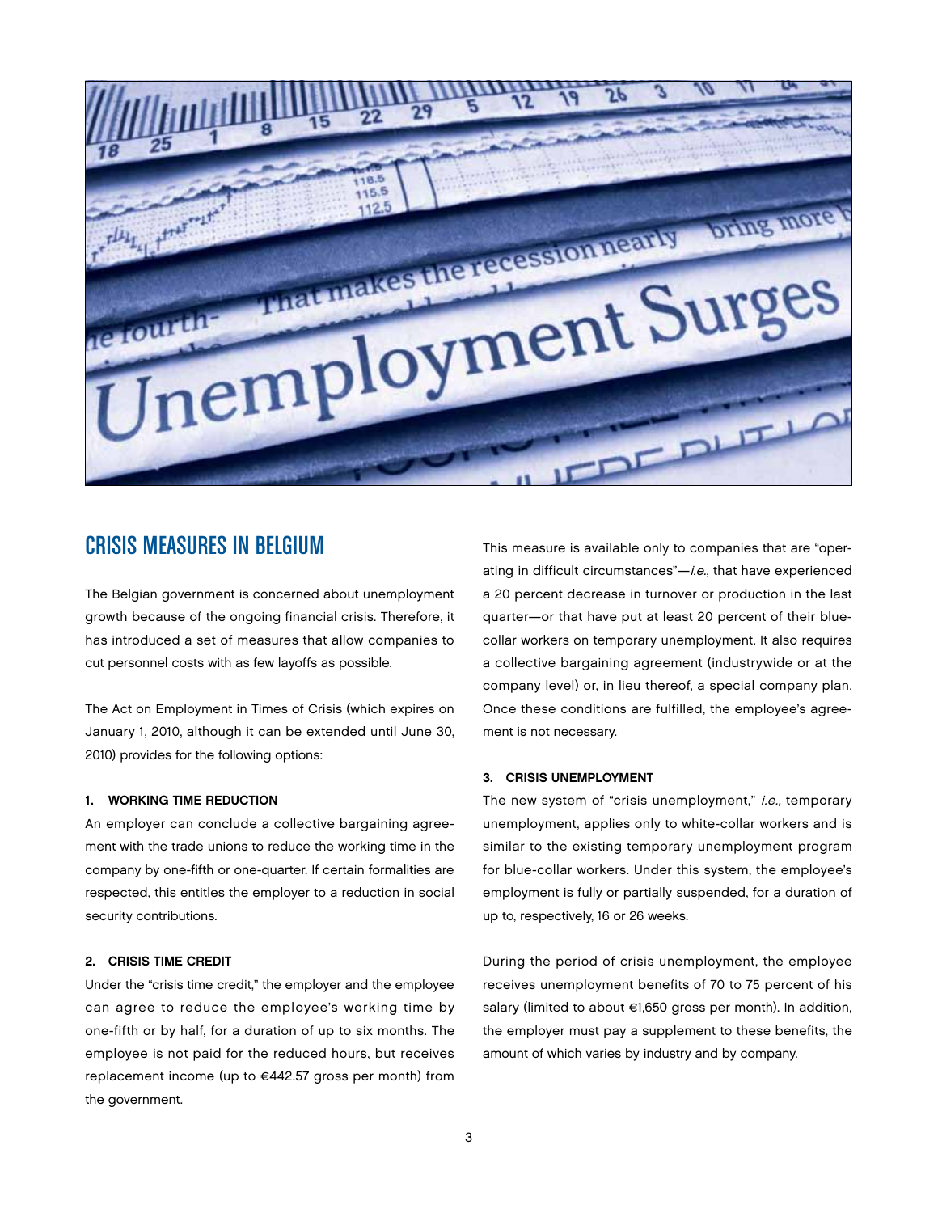## CRISIS MEASURES IN BELGIUM

The Belgian government is concerned about unemployment growth because of the ongoing financial crisis. Therefore, it has introduced a set of measures that allow companies to cut personnel costs with as few layoffs as possible.

The Act on Employment in Times of Crisis (which expires on January 1, 2010, although it can be extended until June 30, 2010) provides for the following options:

#### 1. WORKING TIME REDUCTION

An employer can conclude a collective bargaining agreement with the trade unions to reduce the working time in the company by one-fifth or one-quarter. If certain formalities are respected, this entitles the employer to a reduction in social security contributions.

#### 2. CRISIS TIME CREDIT

Under the "crisis time credit," the employer and the employee can agree to reduce the employee's working time by one-fifth or by half, for a duration of up to six months. The employee is not paid for the reduced hours, but receives replacement income (up to €442.57 gross per month) from the government.

This measure is available only to companies that are "operating in difficult circumstances"—*i.e.*, that have experienced a 20 percent decrease in turnover or production in the last quarter—or that have put at least 20 percent of their blue-collar workers on temporary unemployment. It also requires a collective bargaining agreement (industrywide or at the company level) or, in lieu thereof, a special company plan. Once these conditions are fulfilled, the employee's agreement is not necessary.

#### 3. CRISIS UNEMPLOYMENT

The new system of "crisis unemployment," *i.e.,* temporary unemployment, applies only to white-collar workers and is similar to the existing temporary unemployment program for blue-collar workers. Under this system, the employee's employment is fully or partially suspended, for a duration of up to, respectively, 16 or 26 weeks.

During the period of crisis unemployment, the employee receives unemployment benefits of 70 to 75 percent of his salary (limited to about €1,650 gross per month). In addition, the employer must pay a supplement to these benefits, the amount of which varies by industry and by company.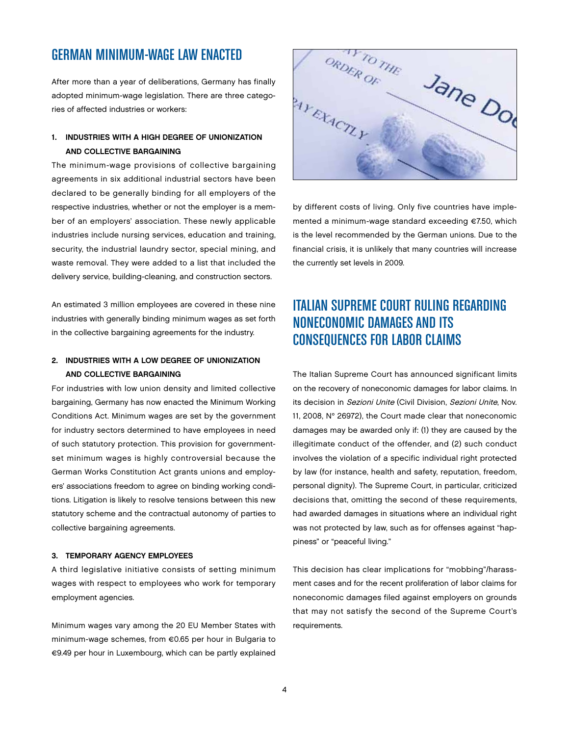## GERMAN MINIMUM-WAGE LAW ENACTED

After more than a year of deliberations, Germany has finally adopted minimum-wage legislation. There are three categories of affected industries or workers:

### 1. INDUSTRIES WITH A HIGH DEGREE OF UNIONIZATION AND COLLECTIVE BARGAINING

The minimum-wage provisions of collective bargaining agreements in six additional industrial sectors have been declared to be generally binding for all employers of the respective industries, whether or not the employer is a member of an employers' association. These newly applicable industries include nursing services, education and training, security, the industrial laundry sector, special mining, and waste removal. They were added to a list that included the delivery service, building-cleaning, and construction sectors.

An estimated 3 million employees are covered in these nine industries with generally binding minimum wages as set forth in the collective bargaining agreements for the industry.

### 2. INDUSTRIES WITH A LOW DEGREE OF UNIONIZATION AND COLLECTIVE BARGAINING

For industries with low union density and limited collective bargaining, Germany has now enacted the Minimum Working Conditions Act. Minimum wages are set by the government for industry sectors determined to have employees in need of such statutory protection. This provision for government-set minimum wages is highly controversial because the German Works Constitution Act grants unions and employers' associations freedom to agree on binding working conditions. Litigation is likely to resolve tensions between this new statutory scheme and the contractual autonomy of parties to collective bargaining agreements.

### 3. TEMPORARY AGENCY EMPLOYEES

A third legislative initiative consists of setting minimum wages with respect to employees who work for temporary employment agencies.

Minimum wages vary among the 20 EU Member States with minimum-wage schemes, from €0.65 per hour in Bulgaria to €9.49 per hour in Luxembourg, which can be partly explained by different costs of living. Only five countries have implemented a minimum-wage standard exceeding €7.50, which is the level recommended by the German unions. Due to the financial crisis, it is unlikely that many countries will increase the currently set levels in 2009.

## ITALIAN SUPREME COURT RULING REGARDING NONECONOMIC DAMAGES AND ITS CONSEQUENCES FOR LABOR CLAIMS

The Italian Supreme Court has announced significant limits on the recovery of noneconomic damages for labor claims. In its decision in *Sezioni Unite* (Civil Division, *Sezioni Unite*, Nov. 11, 2008, N° 26972), the Court made clear that noneconomic damages may be awarded only if: (1) they are caused by the illegitimate conduct of the offender, and (2) such conduct involves the violation of a specific individual right protected by law (for instance, health and safety, reputation, freedom, personal dignity). The Supreme Court, in particular, criticized decisions that, omitting the second of these requirements, had awarded damages in situations where an individual right was not protected by law, such as for offenses against "happiness" or "peaceful living."

This decision has clear implications for "mobbing"/harassment cases and for the recent proliferation of labor claims for noneconomic damages filed against employers on grounds that may not satisfy the second of the Supreme Court's requirements.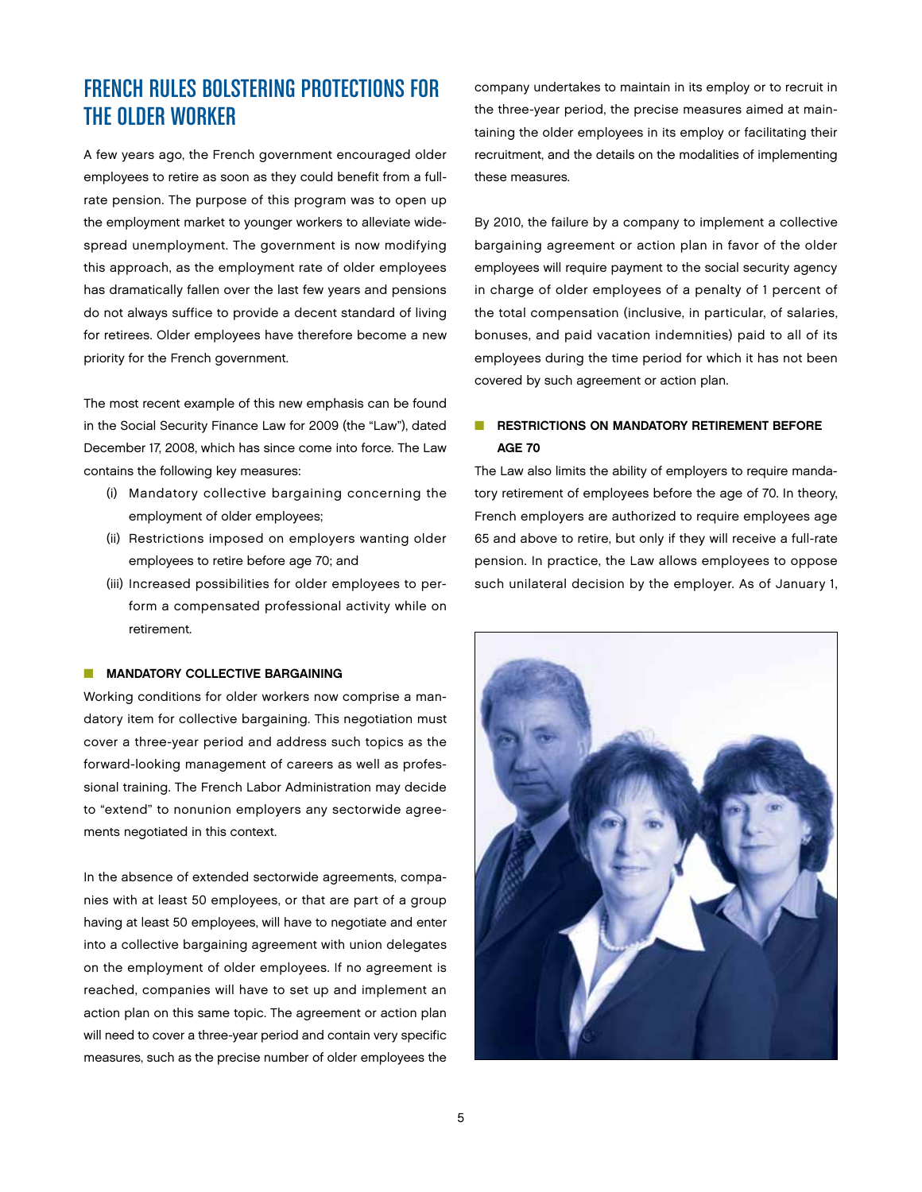## FRENCH RULES BOLSTERING PROTECTIONS FOR THE OLDER WORKER

A few years ago, the French government encouraged older employees to retire as soon as they could benefit from a full-rate pension. The purpose of this program was to open up the employment market to younger workers to alleviate widespread unemployment. The government is now modifying this approach, as the employment rate of older employees has dramatically fallen over the last few years and pensions do not always suffice to provide a decent standard of living for retirees. Older employees have therefore become a new priority for the French government.

The most recent example of this new emphasis can be found in the Social Security Finance Law for 2009 (the "Law"), dated December 17, 2008, which has since come into force. The Law contains the following key measures:

- (i) Mandatory collective bargaining concerning the employment of older employees;
- (ii) Restrictions imposed on employers wanting older employees to retire before age 70; and
- (iii) Increased possibilities for older employees to perform a compensated professional activity while on retirement.

### MANDATORY COLLECTIVE BARGAINING

Working conditions for older workers now comprise a mandatory item for collective bargaining. This negotiation must cover a three-year period and address such topics as the forward-looking management of careers as well as professional training. The French Labor Administration may decide to "extend" to nonunion employers any sectorwide agreements negotiated in this context.

In the absence of extended sectorwide agreements, companies with at least 50 employees, or that are part of a group having at least 50 employees, will have to negotiate and enter into a collective bargaining agreement with union delegates on the employment of older employees. If no agreement is reached, companies will have to set up and implement an action plan on this same topic. The agreement or action plan will need to cover a three-year period and contain very specific measures, such as the precise number of older employees the company undertakes to maintain in its employ or to recruit in the three-year period, the precise measures aimed at maintaining the older employees in its employ or facilitating their recruitment, and the details on the modalities of implementing these measures.

By 2010, the failure by a company to implement a collective bargaining agreement or action plan in favor of the older employees will require payment to the social security agency in charge of older employees of a penalty of 1 percent of the total compensation (inclusive, in particular, of salaries, bonuses, and paid vacation indemnities) paid to all of its employees during the time period for which it has not been covered by such agreement or action plan.

### RESTRICTIONS ON MANDATORY RETIREMENT BEFORE AGE 70

The Law also limits the ability of employers to require mandatory retirement of employees before the age of 70. In theory, French employers are authorized to require employees age 65 and above to retire, but only if they will receive a full-rate pension. In practice, the Law allows employees to oppose such unilateral decision by the employer. As of January 1,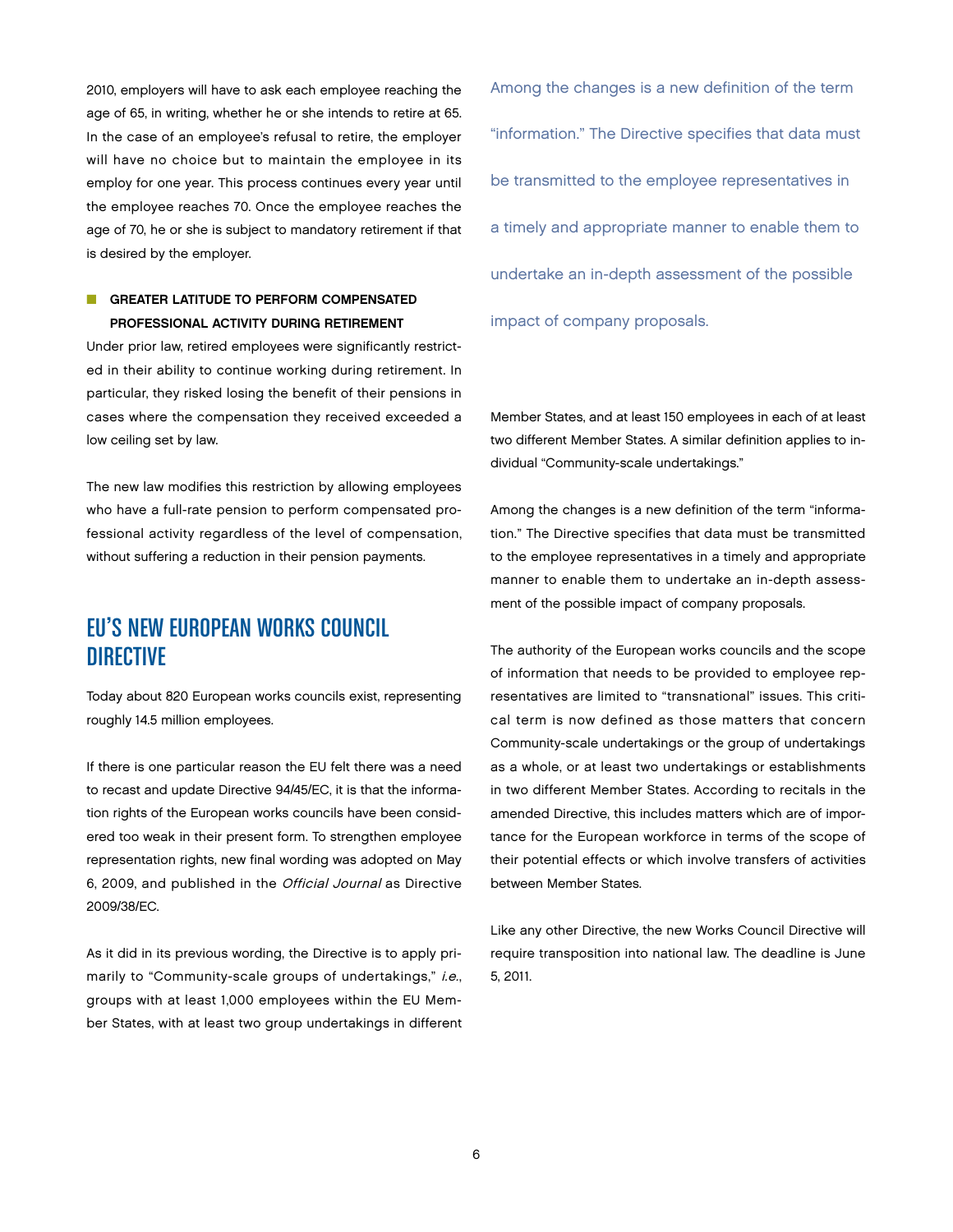2010, employers will have to ask each employee reaching the age of 65, in writing, whether he or she intends to retire at 65. In the case of an employee's refusal to retire, the employer will have no choice but to maintain the employee in its employ for one year. This process continues every year until the employee reaches 70. Once the employee reaches the age of 70, he or she is subject to mandatory retirement if that is desired by the employer.

### GREATER LATITUDE TO PERFORM COMPENSATED PROFESSIONAL ACTIVITY DURING RETIREMENT

Under prior law, retired employees were significantly restricted in their ability to continue working during retirement. In particular, they risked losing the benefit of their pensions in cases where the compensation they received exceeded a low ceiling set by law.

The new law modifies this restriction by allowing employees who have a full-rate pension to perform compensated professional activity regardless of the level of compensation, without suffering a reduction in their pension payments.

## EU'S NEW EUROPEAN WORKS COUNCIL DIRECTIVE

Today about 820 European works councils exist, representing roughly 14.5 million employees.

If there is one particular reason the EU felt there was a need to recast and update Directive 94/45/EC, it is that the information rights of the European works councils have been considered too weak in their present form. To strengthen employee representation rights, new final wording was adopted on May 6, 2009, and published in the *Official Journal* as Directive 2009/38/EC.

As it did in its previous wording, the Directive is to apply primarily to "Community-scale groups of undertakings," *i.e.*, groups with at least 1,000 employees within the EU Member States, with at least two group undertakings in different Member States, and at least 150 employees in each of at least two different Member States. A similar definition applies to individual "Community-scale undertakings."

> Among the changes is a new definition of the term "information." The Directive specifies that data must be transmitted to the employee representatives in a timely and appropriate manner to enable them to undertake an in-depth assessment of the possible impact of company proposals.

Among the changes is a new definition of the term "information." The Directive specifies that data must be transmitted to the employee representatives in a timely and appropriate manner to enable them to undertake an in-depth assessment of the possible impact of company proposals.

The authority of the European works councils and the scope of information that needs to be provided to employee representatives are limited to "transnational" issues. This critical term is now defined as those matters that concern Community-scale undertakings or the group of undertakings as a whole, or at least two undertakings or establishments in two different Member States. According to recitals in the amended Directive, this includes matters which are of importance for the European workforce in terms of the scope of their potential effects or which involve transfers of activities between Member States.

Like any other Directive, the new Works Council Directive will require transposition into national law. The deadline is June 5, 2011.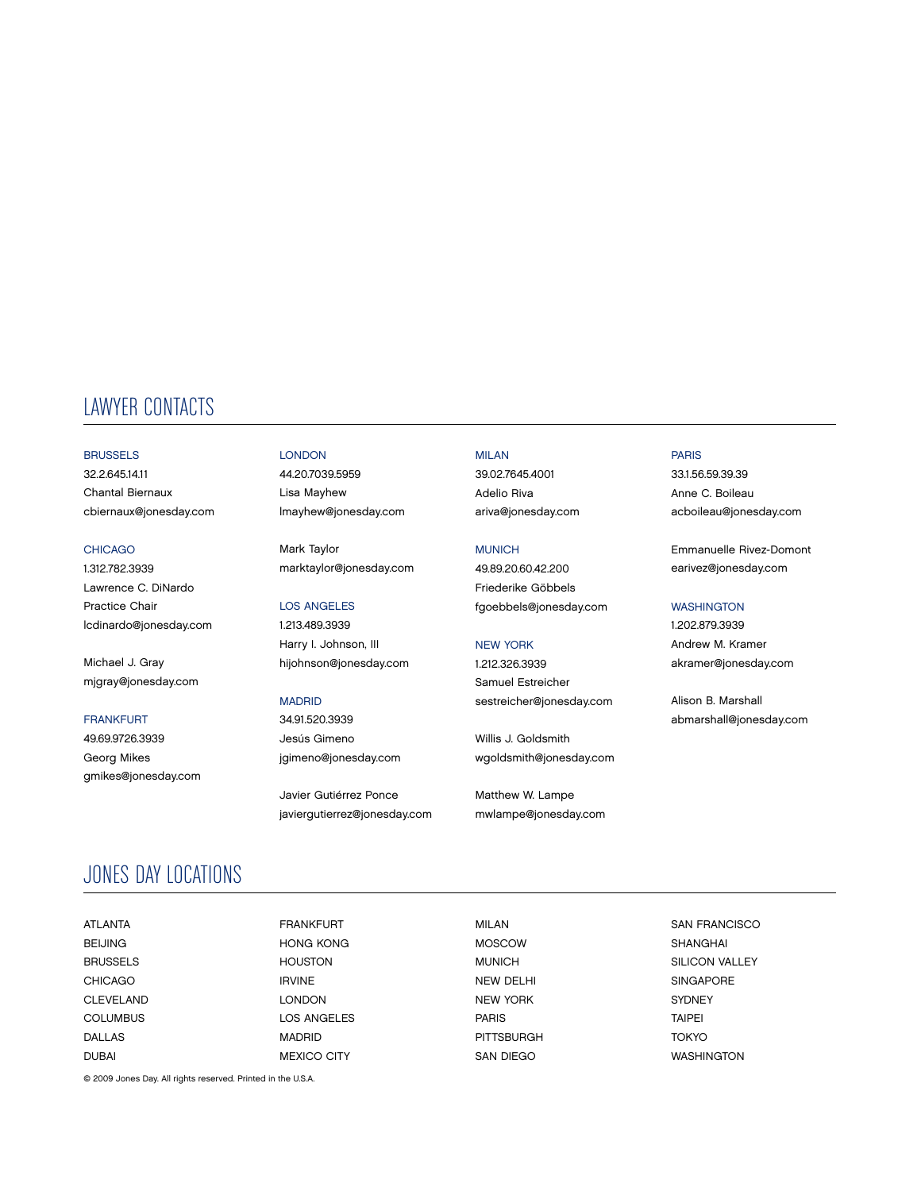## LAWYER CONTACTS

BRUSSELS
32.2.645.14.11
Chantal Biernaux
cbiernaux@jonesday.com

CHICAGO
1.312.782.3939
Lawrence C. DiNardo
Practice Chair
lcdinardo@jonesday.com

Michael J. Gray
mjgray@jonesday.com

FRANKFURT
49.69.9726.3939
Georg Mikes
gmikes@jonesday.com

LONDON
44.20.7039.5959
Lisa Mayhew
lmayhew@jonesday.com

Mark Taylor
marktaylor@jonesday.com

LOS ANGELES
1.213.489.3939
Harry I. Johnson, III
hijohnson@jonesday.com

MADRID
34.91.520.3939
Jesús Gimeno
jgimeno@jonesday.com

Javier Gutiérrez Ponce
javiergutierrez@jonesday.com

MILAN
39.02.7645.4001
Adelio Riva
ariva@jonesday.com

MUNICH
49.89.20.60.42.200
Friederike Göbbels
fgoebbels@jonesday.com

NEW YORK
1.212.326.3939
Samuel Estreicher
sestreicher@jonesday.com

Willis J. Goldsmith
wgoldsmith@jonesday.com

Matthew W. Lampe
mwlampe@jonesday.com

PARIS
33.1.56.59.39.39
Anne C. Boileau
acboileau@jonesday.com

Emmanuelle Rivez-Domont
earivez@jonesday.com

WASHINGTON
1.202.879.3939
Andrew M. Kramer
akramer@jonesday.com

Alison B. Marshall
abmarshall@jonesday.com

## JONES DAY LOCATIONS

ATLANTA
BEIJING
BRUSSELS
CHICAGO
CLEVELAND
COLUMBUS
DALLAS
DUBAI
FRANKFURT
HONG KONG
HOUSTON
IRVINE
LONDON
LOS ANGELES
MADRID
MEXICO CITY
MILAN
MOSCOW
MUNICH
NEW DELHI
NEW YORK
PARIS
PITTSBURGH
SAN DIEGO
SAN FRANCISCO
SHANGHAI
SILICON VALLEY
SINGAPORE
SYDNEY
TAIPEI
TOKYO
WASHINGTON

© 2009 Jones Day. All rights reserved. Printed in the U.S.A.